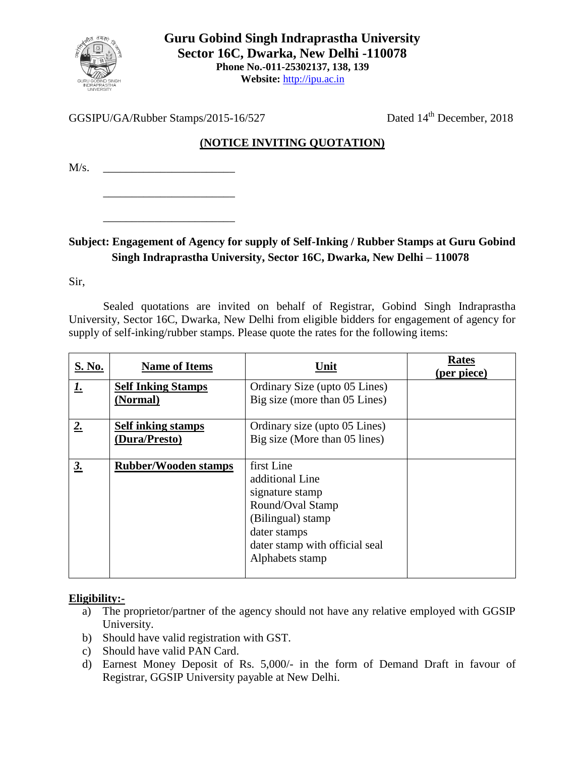# Guru Gobind Singh Indraprastha University
**Sector 16C, Dwarka, New Delhi -110078**
**Phone No.-011-25302137, 138, 139**
**Website:** http://ipu.ac.in

GGSIPU/GA/Rubber Stamps/2015-16/527

Dated 14th December, 2018

## (NOTICE INVITING QUOTATION)

M/s. ______________________

______________________

______________________

**Subject: Engagement of Agency for supply of Self-Inking / Rubber Stamps at Guru Gobind Singh Indraprastha University, Sector 16C, Dwarka, New Delhi – 110078**

Sir,

Sealed quotations are invited on behalf of Registrar, Gobind Singh Indraprastha University, Sector 16C, Dwarka, New Delhi from eligible bidders for engagement of agency for supply of self-inking/rubber stamps. Please quote the rates for the following items:

| S. No. | Name of Items | Unit | Rates (per piece) |
|---|---|---|---|
| 1. | Self Inking Stamps (Normal) | Ordinary Size (upto 05 Lines)<br>Big size (more than 05 Lines) | |
| 2. | Self inking stamps (Dura/Presto) | Ordinary size (upto 05 Lines)<br>Big size (More than 05 lines) | |
| 3. | Rubber/Wooden stamps | first Line<br>additional Line<br>signature stamp<br>Round/Oval Stamp<br>(Bilingual) stamp<br>dater stamps<br>dater stamp with official seal<br>Alphabets stamp | |

**Eligibility:-**

a) The proprietor/partner of the agency should not have any relative employed with GGSIP University.
b) Should have valid registration with GST.
c) Should have valid PAN Card.
d) Earnest Money Deposit of Rs. 5,000/- in the form of Demand Draft in favour of Registrar, GGSIP University payable at New Delhi.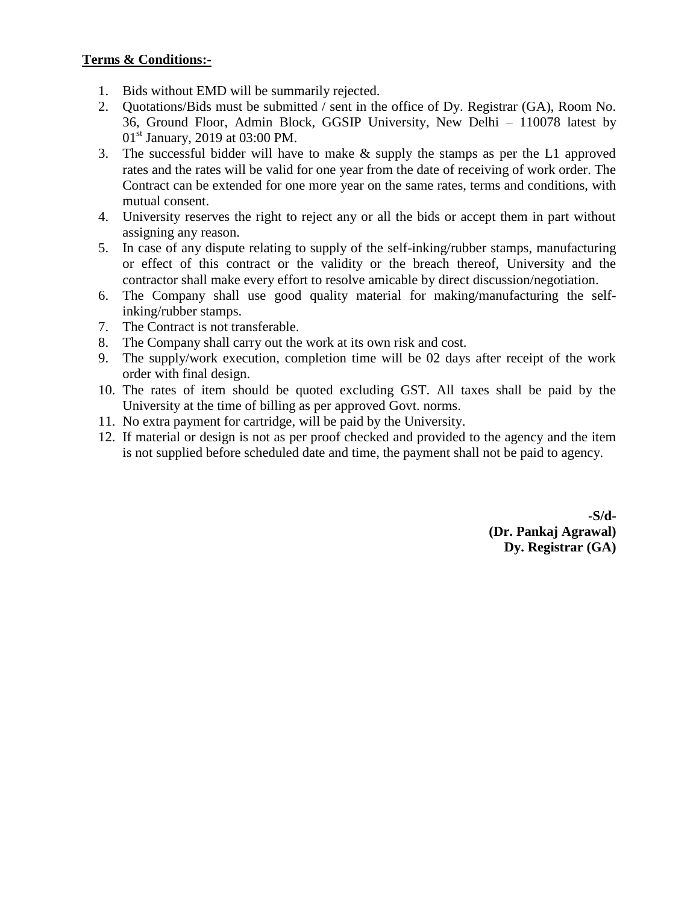**Terms & Conditions:-**

1. Bids without EMD will be summarily rejected.
2. Quotations/Bids must be submitted / sent in the office of Dy. Registrar (GA), Room No. 36, Ground Floor, Admin Block, GGSIP University, New Delhi – 110078 latest by 01st January, 2019 at 03:00 PM.
3. The successful bidder will have to make & supply the stamps as per the L1 approved rates and the rates will be valid for one year from the date of receiving of work order. The Contract can be extended for one more year on the same rates, terms and conditions, with mutual consent.
4. University reserves the right to reject any or all the bids or accept them in part without assigning any reason.
5. In case of any dispute relating to supply of the self-inking/rubber stamps, manufacturing or effect of this contract or the validity or the breach thereof, University and the contractor shall make every effort to resolve amicable by direct discussion/negotiation.
6. The Company shall use good quality material for making/manufacturing the self-inking/rubber stamps.
7. The Contract is not transferable.
8. The Company shall carry out the work at its own risk and cost.
9. The supply/work execution, completion time will be 02 days after receipt of the work order with final design.
10. The rates of item should be quoted excluding GST. All taxes shall be paid by the University at the time of billing as per approved Govt. norms.
11. No extra payment for cartridge, will be paid by the University.
12. If material or design is not as per proof checked and provided to the agency and the item is not supplied before scheduled date and time, the payment shall not be paid to agency.

**-S/d-**
**(Dr. Pankaj Agrawal)**
**Dy. Registrar (GA)**